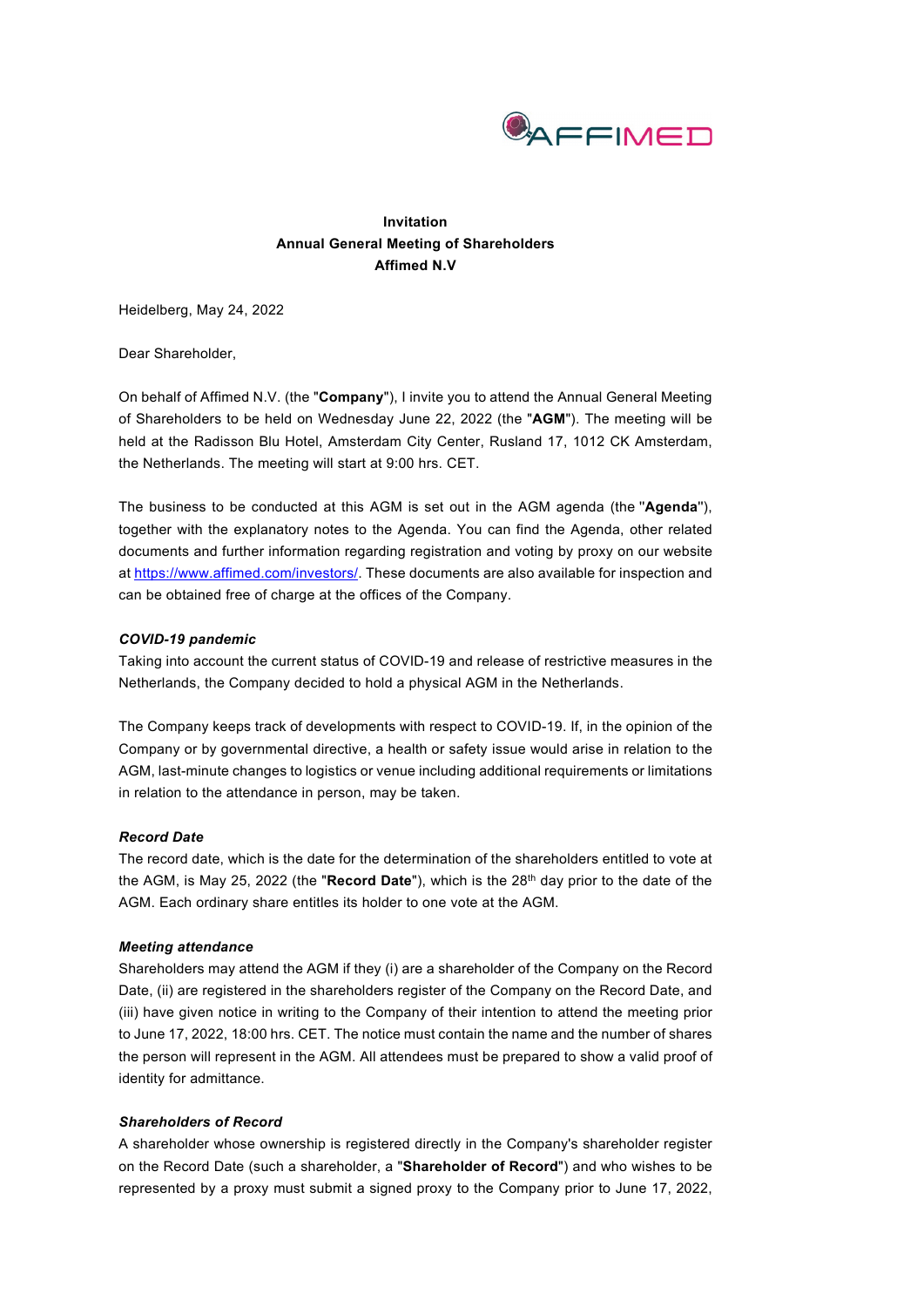**Invitation**
**Annual General Meeting of Shareholders**
**Affimed N.V**

Heidelberg, May 24, 2022

Dear Shareholder,

On behalf of Affimed N.V. (the "**Company**"), I invite you to attend the Annual General Meeting of Shareholders to be held on Wednesday June 22, 2022 (the "**AGM**"). The meeting will be held at the Radisson Blu Hotel, Amsterdam City Center, Rusland 17, 1012 CK Amsterdam, the Netherlands. The meeting will start at 9:00 hrs. CET.

The business to be conducted at this AGM is set out in the AGM agenda (the "**Agenda**"), together with the explanatory notes to the Agenda. You can find the Agenda, other related documents and further information regarding registration and voting by proxy on our website at https://www.affimed.com/investors/. These documents are also available for inspection and can be obtained free of charge at the offices of the Company.

***COVID-19 pandemic***
Taking into account the current status of COVID-19 and release of restrictive measures in the Netherlands, the Company decided to hold a physical AGM in the Netherlands.

The Company keeps track of developments with respect to COVID-19. If, in the opinion of the Company or by governmental directive, a health or safety issue would arise in relation to the AGM, last-minute changes to logistics or venue including additional requirements or limitations in relation to the attendance in person, may be taken.

***Record Date***
The record date, which is the date for the determination of the shareholders entitled to vote at the AGM, is May 25, 2022 (the "**Record Date**"), which is the 28th day prior to the date of the AGM. Each ordinary share entitles its holder to one vote at the AGM.

***Meeting attendance***
Shareholders may attend the AGM if they (i) are a shareholder of the Company on the Record Date, (ii) are registered in the shareholders register of the Company on the Record Date, and (iii) have given notice in writing to the Company of their intention to attend the meeting prior to June 17, 2022, 18:00 hrs. CET. The notice must contain the name and the number of shares the person will represent in the AGM. All attendees must be prepared to show a valid proof of identity for admittance.

***Shareholders of Record***
A shareholder whose ownership is registered directly in the Company's shareholder register on the Record Date (such a shareholder, a "**Shareholder of Record**") and who wishes to be represented by a proxy must submit a signed proxy to the Company prior to June 17, 2022,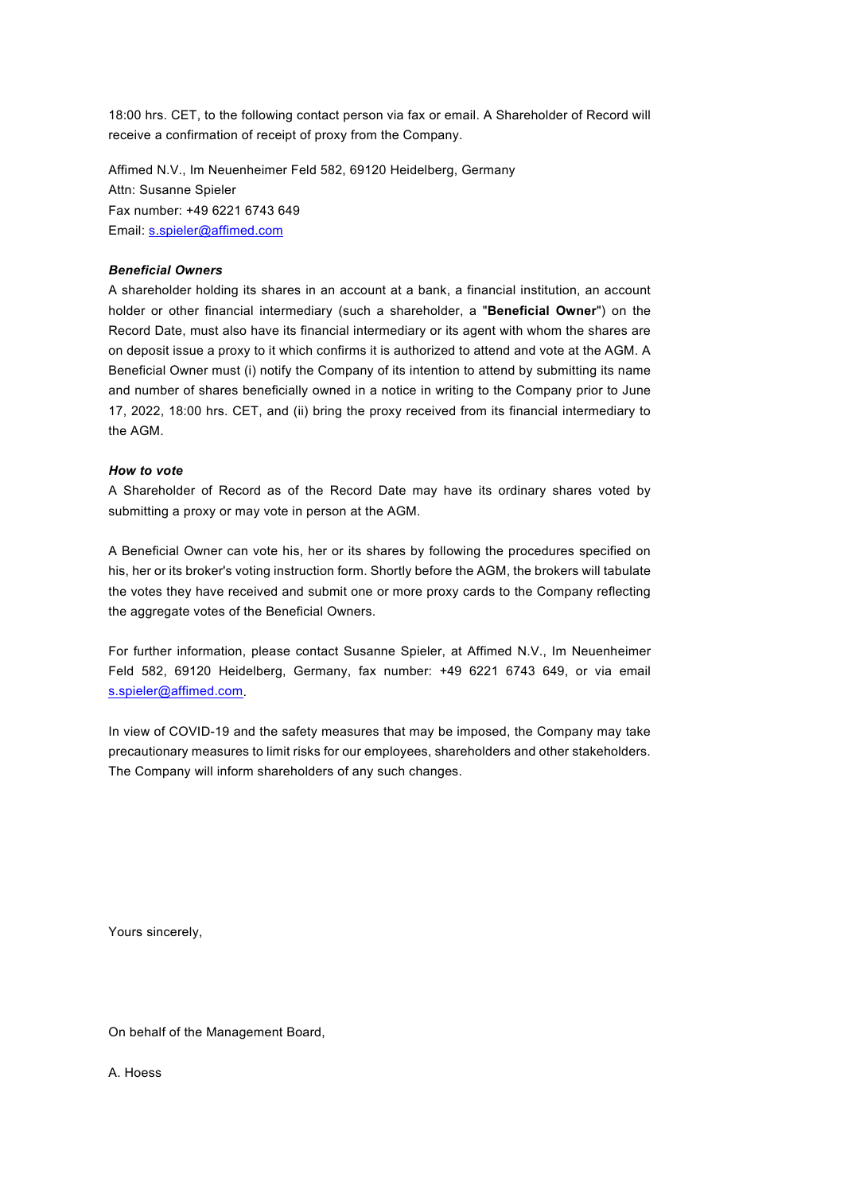18:00 hrs. CET, to the following contact person via fax or email. A Shareholder of Record will receive a confirmation of receipt of proxy from the Company.

Affimed N.V., Im Neuenheimer Feld 582, 69120 Heidelberg, Germany
Attn: Susanne Spieler
Fax number: +49 6221 6743 649
Email: s.spieler@affimed.com

***Beneficial Owners***

A shareholder holding its shares in an account at a bank, a financial institution, an account holder or other financial intermediary (such a shareholder, a "**Beneficial Owner**") on the Record Date, must also have its financial intermediary or its agent with whom the shares are on deposit issue a proxy to it which confirms it is authorized to attend and vote at the AGM. A Beneficial Owner must (i) notify the Company of its intention to attend by submitting its name and number of shares beneficially owned in a notice in writing to the Company prior to June 17, 2022, 18:00 hrs. CET, and (ii) bring the proxy received from its financial intermediary to the AGM.

***How to vote***

A Shareholder of Record as of the Record Date may have its ordinary shares voted by submitting a proxy or may vote in person at the AGM.

A Beneficial Owner can vote his, her or its shares by following the procedures specified on his, her or its broker's voting instruction form. Shortly before the AGM, the brokers will tabulate the votes they have received and submit one or more proxy cards to the Company reflecting the aggregate votes of the Beneficial Owners.

For further information, please contact Susanne Spieler, at Affimed N.V., Im Neuenheimer Feld 582, 69120 Heidelberg, Germany, fax number: +49 6221 6743 649, or via email s.spieler@affimed.com.

In view of COVID-19 and the safety measures that may be imposed, the Company may take precautionary measures to limit risks for our employees, shareholders and other stakeholders. The Company will inform shareholders of any such changes.

Yours sincerely,

On behalf of the Management Board,

A. Hoess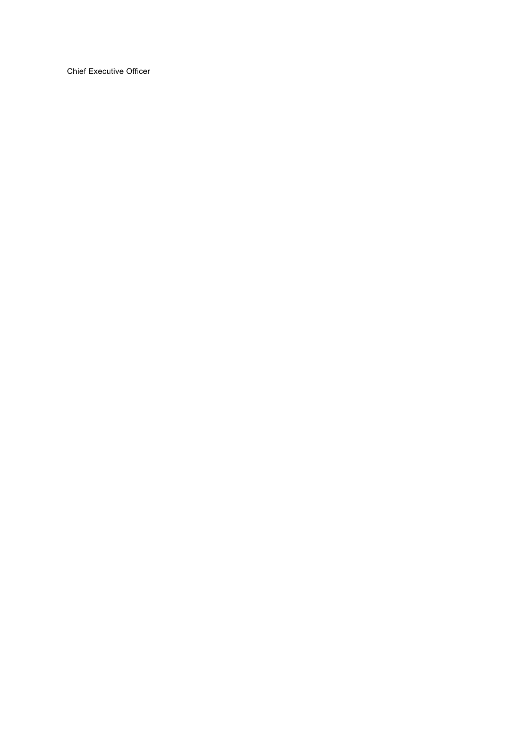Chief Executive Officer